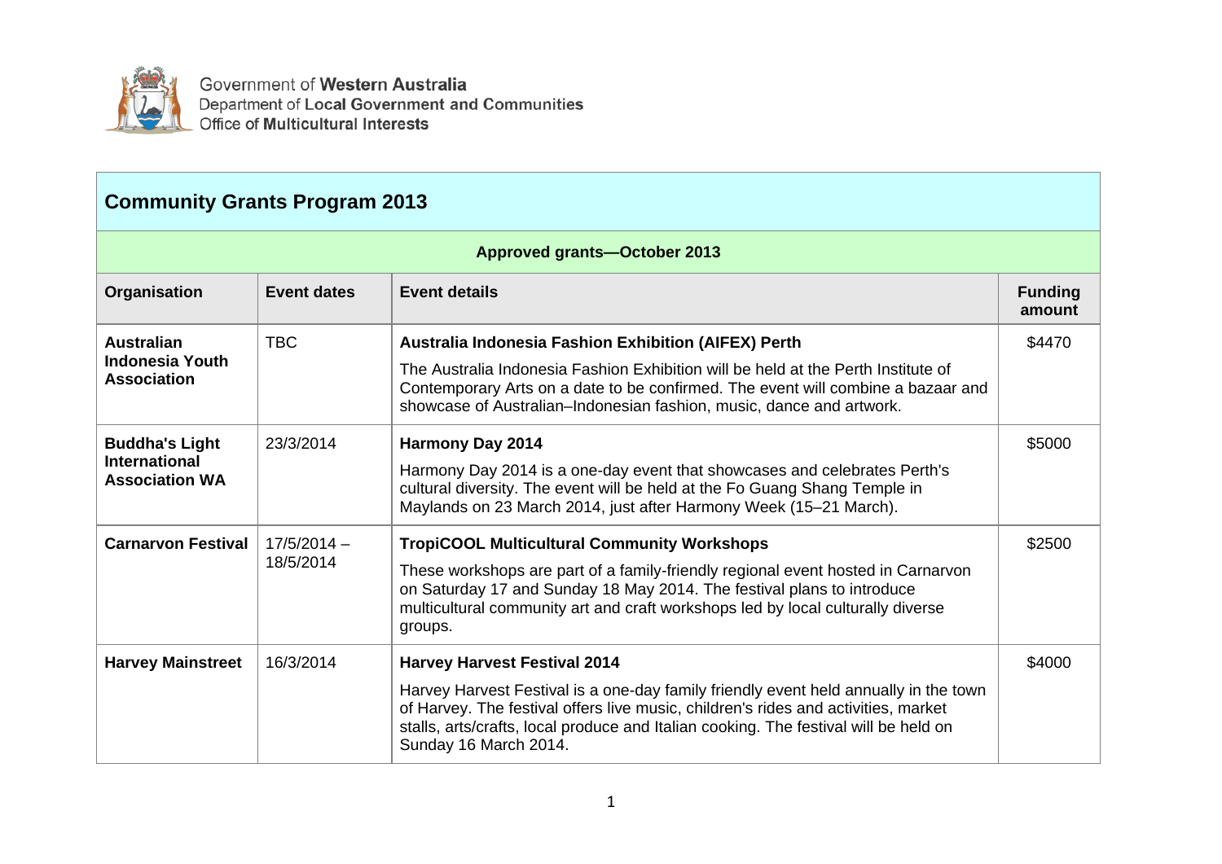Government of Western Australia
Department of Local Government and Communities
Office of Multicultural Interests

## Community Grants Program 2013

### Approved grants—October 2013

| Organisation | Event dates | Event details | Funding amount |
|---|---|---|---|
| **Australian Indonesia Youth Association** | TBC | **Australia Indonesia Fashion Exhibition (AIFEX) Perth**<br>The Australia Indonesia Fashion Exhibition will be held at the Perth Institute of Contemporary Arts on a date to be confirmed. The event will combine a bazaar and showcase of Australian–Indonesian fashion, music, dance and artwork. | $4470 |
| **Buddha's Light International Association WA** | 23/3/2014 | **Harmony Day 2014**<br>Harmony Day 2014 is a one-day event that showcases and celebrates Perth's cultural diversity. The event will be held at the Fo Guang Shang Temple in Maylands on 23 March 2014, just after Harmony Week (15–21 March). | $5000 |
| **Carnarvon Festival** | 17/5/2014 – 18/5/2014 | **TropiCOOL Multicultural Community Workshops**<br>These workshops are part of a family-friendly regional event hosted in Carnarvon on Saturday 17 and Sunday 18 May 2014. The festival plans to introduce multicultural community art and craft workshops led by local culturally diverse groups. | $2500 |
| **Harvey Mainstreet** | 16/3/2014 | **Harvey Harvest Festival 2014**<br>Harvey Harvest Festival is a one-day family friendly event held annually in the town of Harvey. The festival offers live music, children's rides and activities, market stalls, arts/crafts, local produce and Italian cooking. The festival will be held on Sunday 16 March 2014. | $4000 |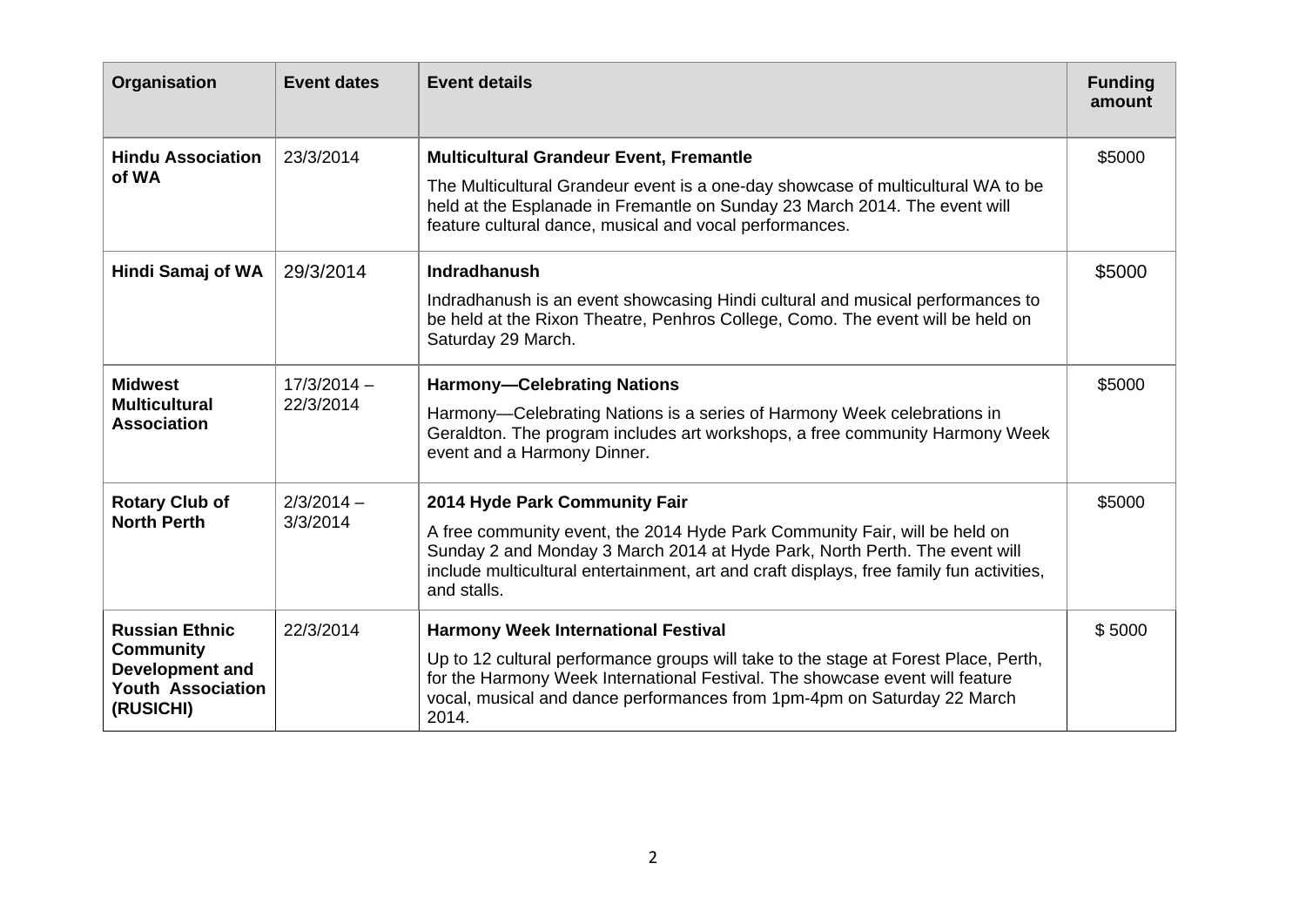| Organisation | Event dates | Event details | Funding amount |
|---|---|---|---|
| **Hindu Association of WA** | 23/3/2014 | **Multicultural Grandeur Event, Fremantle**<br><br>The Multicultural Grandeur event is a one-day showcase of multicultural WA to be held at the Esplanade in Fremantle on Sunday 23 March 2014. The event will feature cultural dance, musical and vocal performances. | $5000 |
| **Hindi Samaj of WA** | 29/3/2014 | **Indradhanush**<br><br>Indradhanush is an event showcasing Hindi cultural and musical performances to be held at the Rixon Theatre, Penhros College, Como. The event will be held on Saturday 29 March. | $5000 |
| **Midwest Multicultural Association** | 17/3/2014 – 22/3/2014 | **Harmony—Celebrating Nations**<br><br>Harmony—Celebrating Nations is a series of Harmony Week celebrations in Geraldton. The program includes art workshops, a free community Harmony Week event and a Harmony Dinner. | $5000 |
| **Rotary Club of North Perth** | 2/3/2014 – 3/3/2014 | **2014 Hyde Park Community Fair**<br><br>A free community event, the 2014 Hyde Park Community Fair, will be held on Sunday 2 and Monday 3 March 2014 at Hyde Park, North Perth. The event will include multicultural entertainment, art and craft displays, free family fun activities, and stalls. | $5000 |
| **Russian Ethnic Community Development and Youth Association (RUSICHI)** | 22/3/2014 | **Harmony Week International Festival**<br><br>Up to 12 cultural performance groups will take to the stage at Forest Place, Perth, for the Harmony Week International Festival. The showcase event will feature vocal, musical and dance performances from 1pm-4pm on Saturday 22 March 2014. | $ 5000 |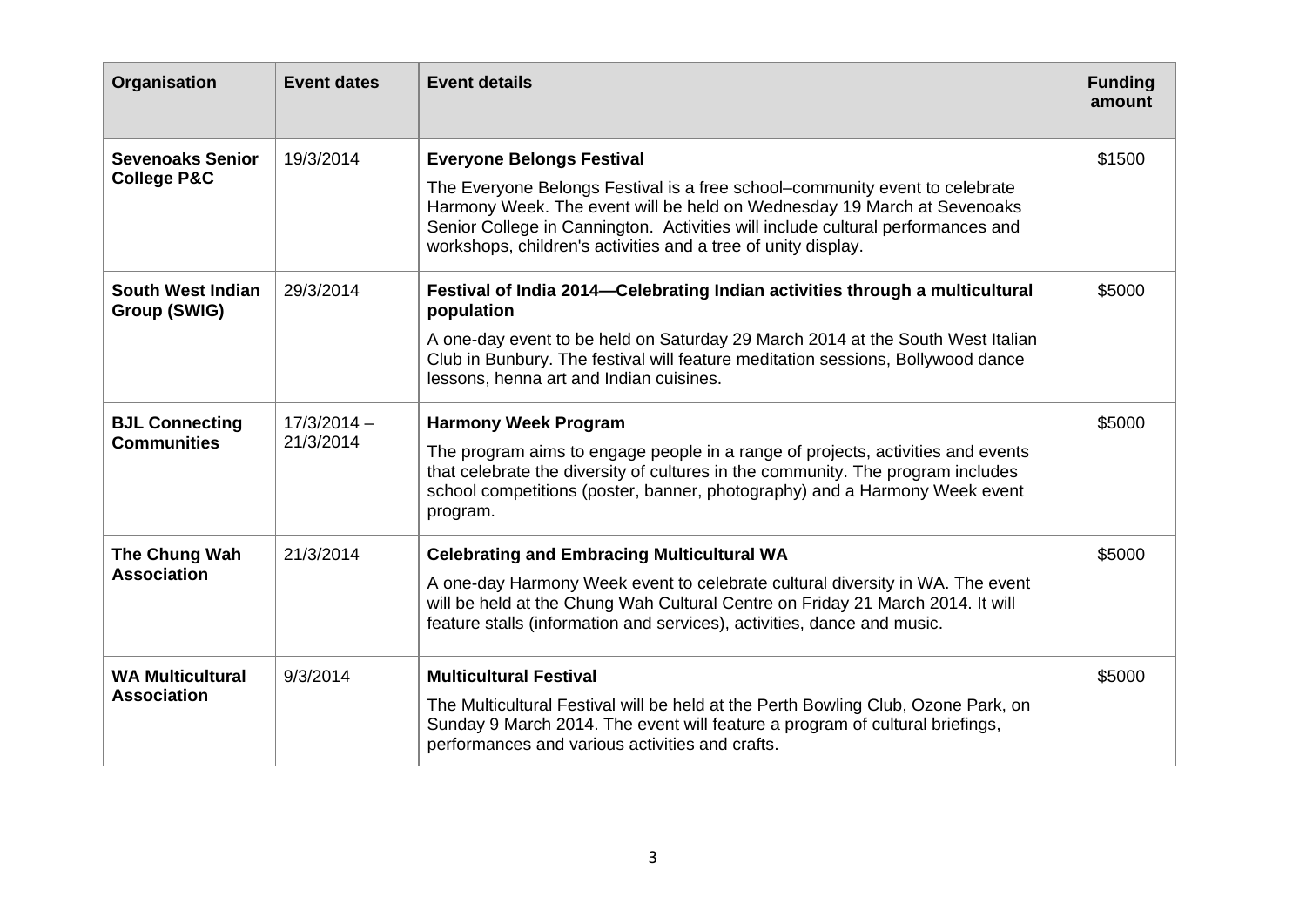| Organisation | Event dates | Event details | Funding amount |
|---|---|---|---|
| **Sevenoaks Senior College P&C** | 19/3/2014 | **Everyone Belongs Festival**<br><br>The Everyone Belongs Festival is a free school–community event to celebrate Harmony Week. The event will be held on Wednesday 19 March at Sevenoaks Senior College in Cannington. Activities will include cultural performances and workshops, children's activities and a tree of unity display. | $1500 |
| **South West Indian Group (SWIG)** | 29/3/2014 | **Festival of India 2014—Celebrating Indian activities through a multicultural population**<br><br>A one-day event to be held on Saturday 29 March 2014 at the South West Italian Club in Bunbury. The festival will feature meditation sessions, Bollywood dance lessons, henna art and Indian cuisines. | $5000 |
| **BJL Connecting Communities** | 17/3/2014 – 21/3/2014 | **Harmony Week Program**<br><br>The program aims to engage people in a range of projects, activities and events that celebrate the diversity of cultures in the community. The program includes school competitions (poster, banner, photography) and a Harmony Week event program. | $5000 |
| **The Chung Wah Association** | 21/3/2014 | **Celebrating and Embracing Multicultural WA**<br><br>A one-day Harmony Week event to celebrate cultural diversity in WA. The event will be held at the Chung Wah Cultural Centre on Friday 21 March 2014. It will feature stalls (information and services), activities, dance and music. | $5000 |
| **WA Multicultural Association** | 9/3/2014 | **Multicultural Festival**<br><br>The Multicultural Festival will be held at the Perth Bowling Club, Ozone Park, on Sunday 9 March 2014. The event will feature a program of cultural briefings, performances and various activities and crafts. | $5000 |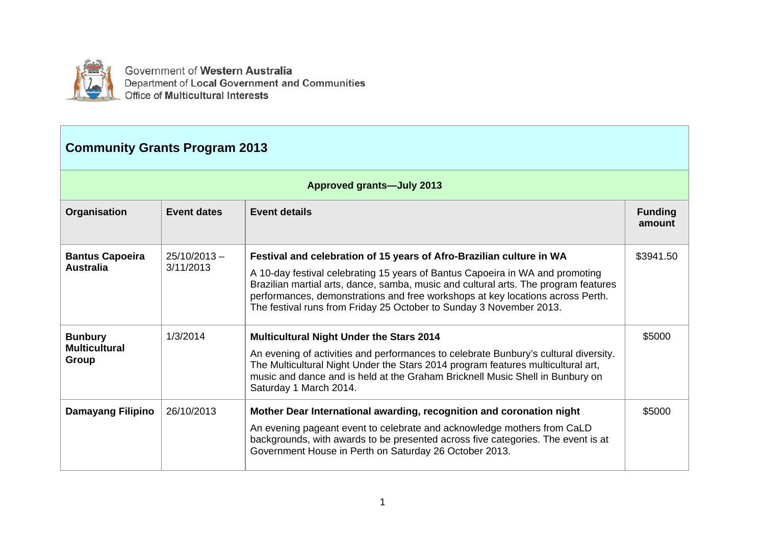Government of **Western Australia**
Department of **Local Government and Communities**
Office of **Multicultural Interests**

## Community Grants Program 2013

| Approved grants—July 2013 | | | |
|---|---|---|---|
| **Organisation** | **Event dates** | **Event details** | **Funding amount** |
| **Bantus Capoeira Australia** | 25/10/2013 – 3/11/2013 | **Festival and celebration of 15 years of Afro-Brazilian culture in WA**<br><br>A 10-day festival celebrating 15 years of Bantus Capoeira in WA and promoting Brazilian martial arts, dance, samba, music and cultural arts. The program features performances, demonstrations and free workshops at key locations across Perth. The festival runs from Friday 25 October to Sunday 3 November 2013. | $3941.50 |
| **Bunbury Multicultural Group** | 1/3/2014 | **Multicultural Night Under the Stars 2014**<br><br>An evening of activities and performances to celebrate Bunbury's cultural diversity. The Multicultural Night Under the Stars 2014 program features multicultural art, music and dance and is held at the Graham Bricknell Music Shell in Bunbury on Saturday 1 March 2014. | $5000 |
| **Damayang Filipino** | 26/10/2013 | **Mother Dear International awarding, recognition and coronation night**<br><br>An evening pageant event to celebrate and acknowledge mothers from CaLD backgrounds, with awards to be presented across five categories. The event is at Government House in Perth on Saturday 26 October 2013. | $5000 |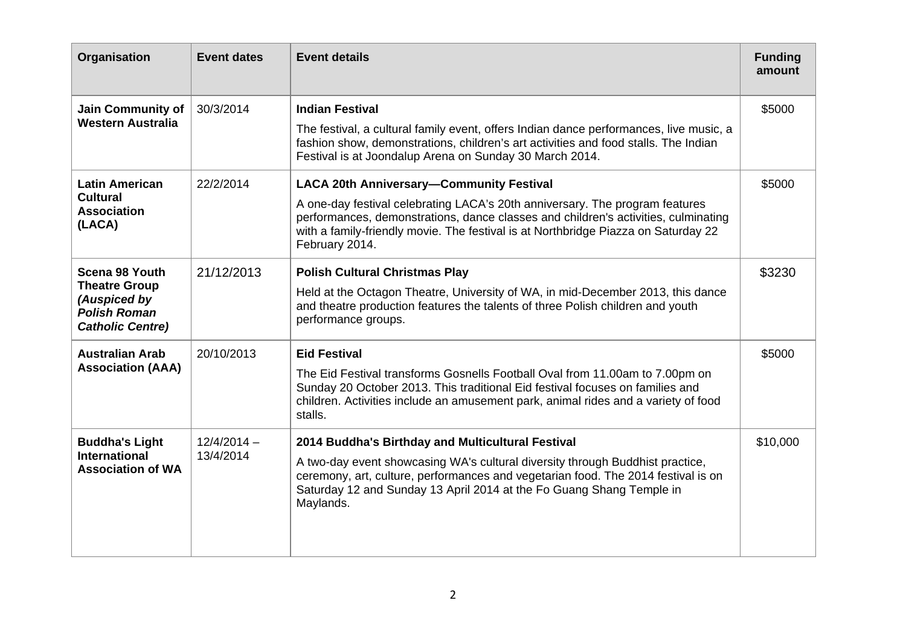| Organisation | Event dates | Event details | Funding amount |
| --- | --- | --- | --- |
| **Jain Community of Western Australia** | 30/3/2014 | **Indian Festival**<br>The festival, a cultural family event, offers Indian dance performances, live music, a fashion show, demonstrations, children's art activities and food stalls. The Indian Festival is at Joondalup Arena on Sunday 30 March 2014. | $5000 |
| **Latin American Cultural Association (LACA)** | 22/2/2014 | **LACA 20th Anniversary—Community Festival**<br>A one-day festival celebrating LACA's 20th anniversary. The program features performances, demonstrations, dance classes and children's activities, culminating with a family-friendly movie. The festival is at Northbridge Piazza on Saturday 22 February 2014. | $5000 |
| **Scena 98 Youth Theatre Group** ***(Auspiced by Polish Roman Catholic Centre)*** | 21/12/2013 | **Polish Cultural Christmas Play**<br>Held at the Octagon Theatre, University of WA, in mid-December 2013, this dance and theatre production features the talents of three Polish children and youth performance groups. | $3230 |
| **Australian Arab Association (AAA)** | 20/10/2013 | **Eid Festival**<br>The Eid Festival transforms Gosnells Football Oval from 11.00am to 7.00pm on Sunday 20 October 2013. This traditional Eid festival focuses on families and children. Activities include an amusement park, animal rides and a variety of food stalls. | $5000 |
| **Buddha's Light International Association of WA** | 12/4/2014 – 13/4/2014 | **2014 Buddha's Birthday and Multicultural Festival**<br>A two-day event showcasing WA's cultural diversity through Buddhist practice, ceremony, art, culture, performances and vegetarian food. The 2014 festival is on Saturday 12 and Sunday 13 April 2014 at the Fo Guang Shang Temple in Maylands. | $10,000 |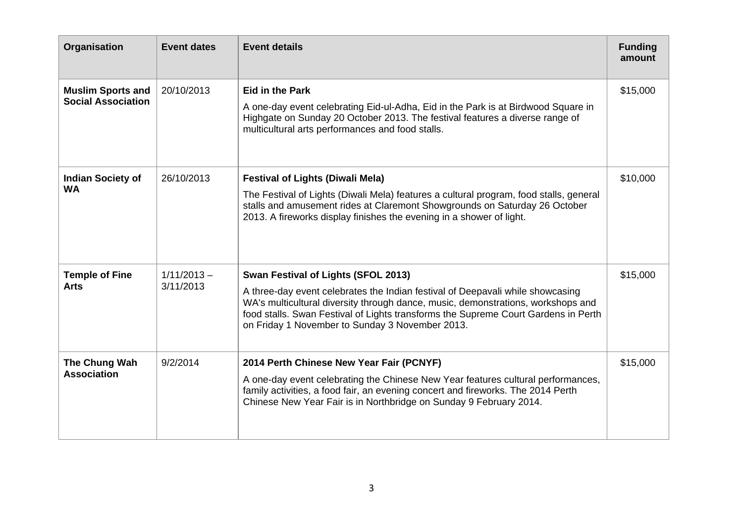| Organisation | Event dates | Event details | Funding amount |
|---|---|---|---|
| **Muslim Sports and Social Association** | 20/10/2013 | **Eid in the Park**<br><br>A one-day event celebrating Eid-ul-Adha, Eid in the Park is at Birdwood Square in Highgate on Sunday 20 October 2013. The festival features a diverse range of multicultural arts performances and food stalls. | $15,000 |
| **Indian Society of WA** | 26/10/2013 | **Festival of Lights (Diwali Mela)**<br><br>The Festival of Lights (Diwali Mela) features a cultural program, food stalls, general stalls and amusement rides at Claremont Showgrounds on Saturday 26 October 2013. A fireworks display finishes the evening in a shower of light. | $10,000 |
| **Temple of Fine Arts** | 1/11/2013 – 3/11/2013 | **Swan Festival of Lights (SFOL 2013)**<br><br>A three-day event celebrates the Indian festival of Deepavali while showcasing WA's multicultural diversity through dance, music, demonstrations, workshops and food stalls. Swan Festival of Lights transforms the Supreme Court Gardens in Perth on Friday 1 November to Sunday 3 November 2013. | $15,000 |
| **The Chung Wah Association** | 9/2/2014 | **2014 Perth Chinese New Year Fair (PCNYF)**<br><br>A one-day event celebrating the Chinese New Year features cultural performances, family activities, a food fair, an evening concert and fireworks. The 2014 Perth Chinese New Year Fair is in Northbridge on Sunday 9 February 2014. | $15,000 |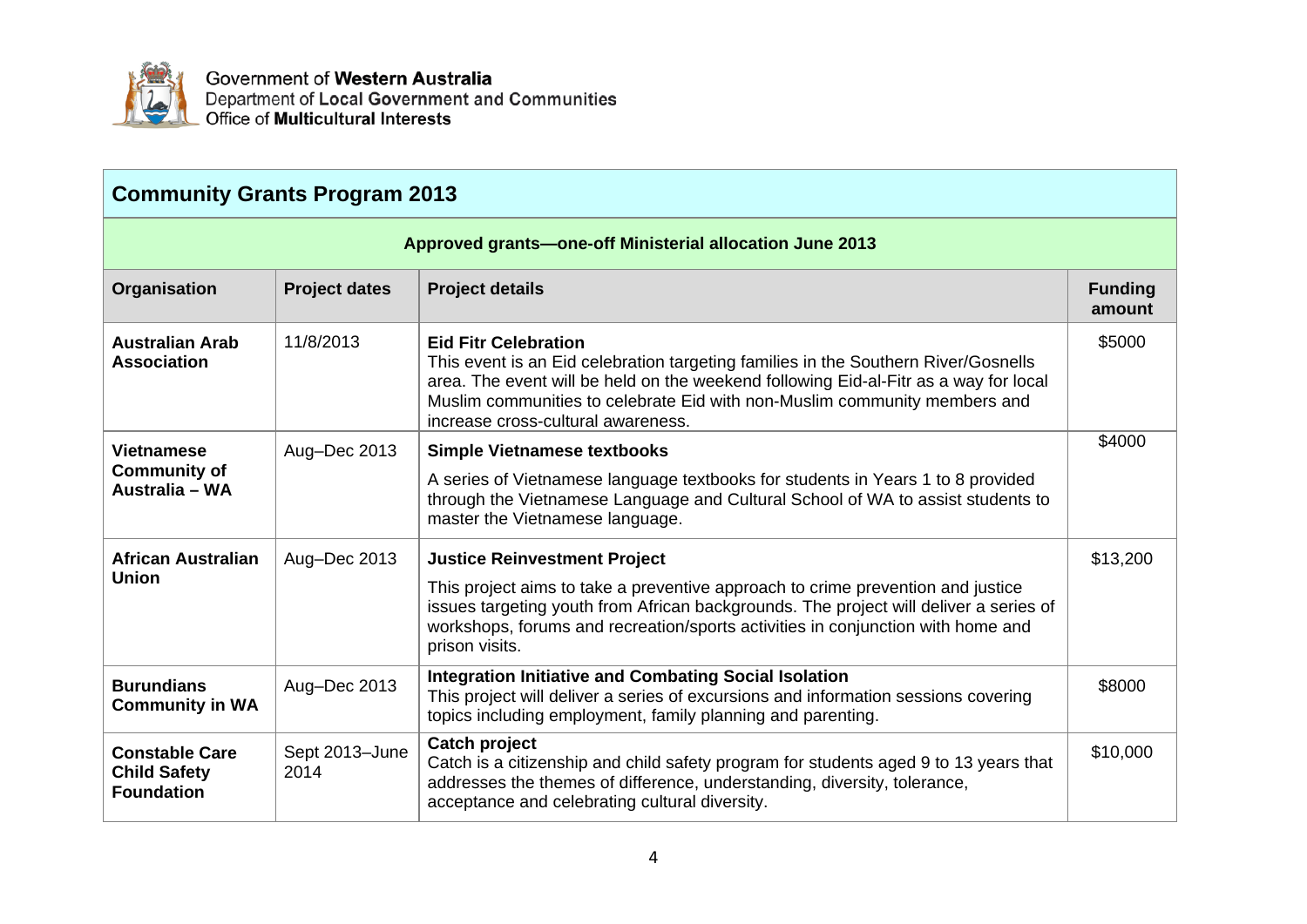Government of **Western Australia**
Department of **Local Government and Communities**
Office of **Multicultural Interests**

## Community Grants Program 2013

### Approved grants—one-off Ministerial allocation June 2013

| Organisation | Project dates | Project details | Funding amount |
|---|---|---|---|
| **Australian Arab Association** | 11/8/2013 | **Eid Fitr Celebration** This event is an Eid celebration targeting families in the Southern River/Gosnells area. The event will be held on the weekend following Eid-al-Fitr as a way for local Muslim communities to celebrate Eid with non-Muslim community members and increase cross-cultural awareness. | $5000 |
| **Vietnamese Community of Australia – WA** | Aug–Dec 2013 | **Simple Vietnamese textbooks** A series of Vietnamese language textbooks for students in Years 1 to 8 provided through the Vietnamese Language and Cultural School of WA to assist students to master the Vietnamese language. | $4000 |
| **African Australian Union** | Aug–Dec 2013 | **Justice Reinvestment Project** This project aims to take a preventive approach to crime prevention and justice issues targeting youth from African backgrounds. The project will deliver a series of workshops, forums and recreation/sports activities in conjunction with home and prison visits. | $13,200 |
| **Burundians Community in WA** | Aug–Dec 2013 | **Integration Initiative and Combating Social Isolation** This project will deliver a series of excursions and information sessions covering topics including employment, family planning and parenting. | $8000 |
| **Constable Care Child Safety Foundation** | Sept 2013–June 2014 | **Catch project** Catch is a citizenship and child safety program for students aged 9 to 13 years that addresses the themes of difference, understanding, diversity, tolerance, acceptance and celebrating cultural diversity. | $10,000 |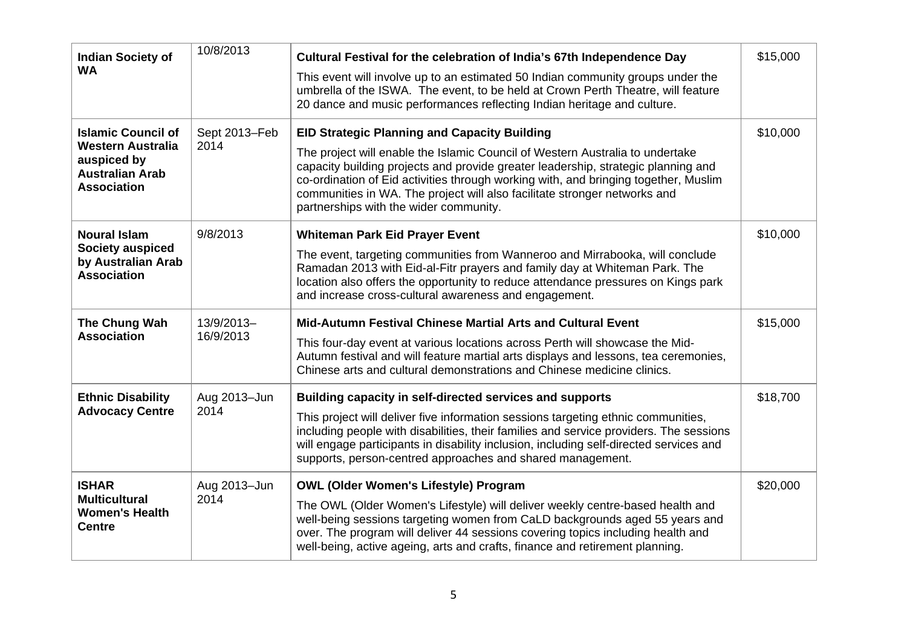| | | | |
|---|---|---|---|
| **Indian Society of WA** | 10/8/2013 | **Cultural Festival for the celebration of India's 67th Independence Day**<br><br>This event will involve up to an estimated 50 Indian community groups under the umbrella of the ISWA. The event, to be held at Crown Perth Theatre, will feature 20 dance and music performances reflecting Indian heritage and culture. | $15,000 |
| **Islamic Council of Western Australia auspiced by Australian Arab Association** | Sept 2013–Feb 2014 | **EID Strategic Planning and Capacity Building**<br><br>The project will enable the Islamic Council of Western Australia to undertake capacity building projects and provide greater leadership, strategic planning and co-ordination of Eid activities through working with, and bringing together, Muslim communities in WA. The project will also facilitate stronger networks and partnerships with the wider community. | $10,000 |
| **Noural Islam Society auspiced by Australian Arab Association** | 9/8/2013 | **Whiteman Park Eid Prayer Event**<br><br>The event, targeting communities from Wanneroo and Mirrabooka, will conclude Ramadan 2013 with Eid-al-Fitr prayers and family day at Whiteman Park. The location also offers the opportunity to reduce attendance pressures on Kings park and increase cross-cultural awareness and engagement. | $10,000 |
| **The Chung Wah Association** | 13/9/2013–16/9/2013 | **Mid-Autumn Festival Chinese Martial Arts and Cultural Event**<br><br>This four-day event at various locations across Perth will showcase the Mid-Autumn festival and will feature martial arts displays and lessons, tea ceremonies, Chinese arts and cultural demonstrations and Chinese medicine clinics. | $15,000 |
| **Ethnic Disability Advocacy Centre** | Aug 2013–Jun 2014 | **Building capacity in self-directed services and supports**<br><br>This project will deliver five information sessions targeting ethnic communities, including people with disabilities, their families and service providers. The sessions will engage participants in disability inclusion, including self-directed services and supports, person-centred approaches and shared management. | $18,700 |
| **ISHAR Multicultural Women's Health Centre** | Aug 2013–Jun 2014 | **OWL (Older Women's Lifestyle) Program**<br><br>The OWL (Older Women's Lifestyle) will deliver weekly centre-based health and well-being sessions targeting women from CaLD backgrounds aged 55 years and over. The program will deliver 44 sessions covering topics including health and well-being, active ageing, arts and crafts, finance and retirement planning. | $20,000 |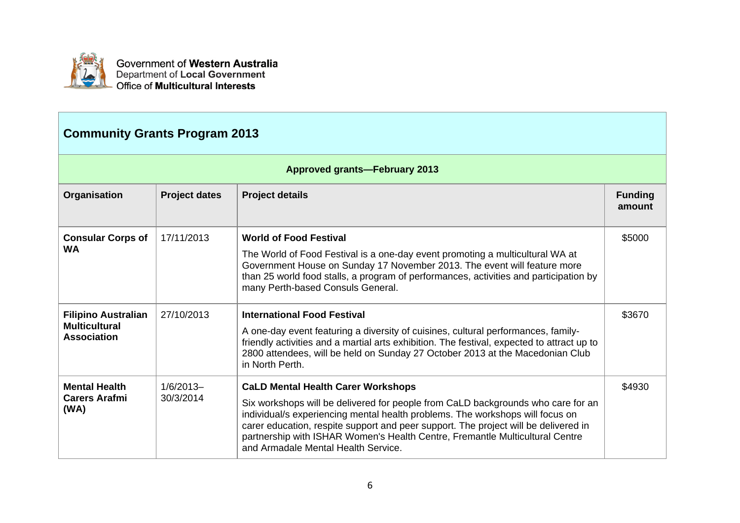Government of **Western Australia**
Department of **Local Government**
Office of **Multicultural Interests**

## Community Grants Program 2013

**Approved grants—February 2013**

| Organisation | Project dates | Project details | Funding amount |
|---|---|---|---|
| **Consular Corps of WA** | 17/11/2013 | **World of Food Festival**<br><br>The World of Food Festival is a one-day event promoting a multicultural WA at Government House on Sunday 17 November 2013. The event will feature more than 25 world food stalls, a program of performances, activities and participation by many Perth-based Consuls General. | $5000 |
| **Filipino Australian Multicultural Association** | 27/10/2013 | **International Food Festival**<br><br>A one-day event featuring a diversity of cuisines, cultural performances, family-friendly activities and a martial arts exhibition. The festival, expected to attract up to 2800 attendees, will be held on Sunday 27 October 2013 at the Macedonian Club in North Perth. | $3670 |
| **Mental Health Carers Arafmi (WA)** | 1/6/2013–30/3/2014 | **CaLD Mental Health Carer Workshops**<br><br>Six workshops will be delivered for people from CaLD backgrounds who care for an individual/s experiencing mental health problems. The workshops will focus on carer education, respite support and peer support. The project will be delivered in partnership with ISHAR Women's Health Centre, Fremantle Multicultural Centre and Armadale Mental Health Service. | $4930 |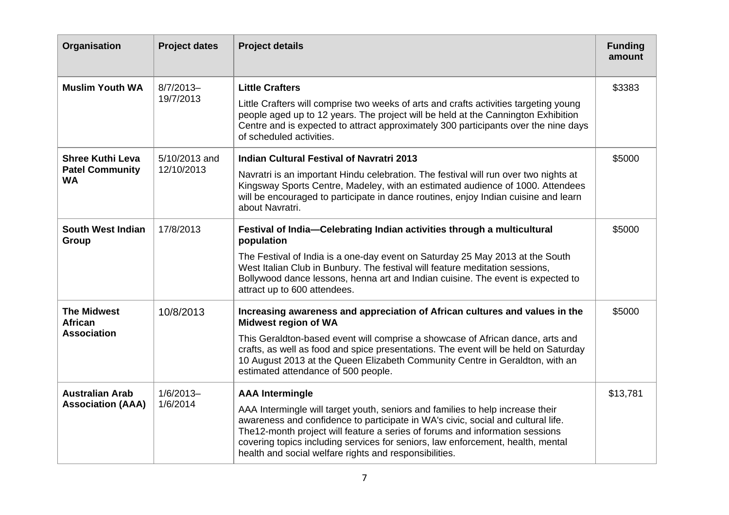| Organisation | Project dates | Project details | Funding amount |
| --- | --- | --- | --- |
| **Muslim Youth WA** | 8/7/2013–19/7/2013 | **Little Crafters**<br>Little Crafters will comprise two weeks of arts and crafts activities targeting young people aged up to 12 years. The project will be held at the Cannington Exhibition Centre and is expected to attract approximately 300 participants over the nine days of scheduled activities. | $3383 |
| **Shree Kuthi Leva Patel Community WA** | 5/10/2013 and 12/10/2013 | **Indian Cultural Festival of Navratri 2013**<br>Navratri is an important Hindu celebration. The festival will run over two nights at Kingsway Sports Centre, Madeley, with an estimated audience of 1000. Attendees will be encouraged to participate in dance routines, enjoy Indian cuisine and learn about Navratri. | $5000 |
| **South West Indian Group** | 17/8/2013 | **Festival of India—Celebrating Indian activities through a multicultural population**<br>The Festival of India is a one-day event on Saturday 25 May 2013 at the South West Italian Club in Bunbury. The festival will feature meditation sessions, Bollywood dance lessons, henna art and Indian cuisine. The event is expected to attract up to 600 attendees. | $5000 |
| **The Midwest African Association** | 10/8/2013 | **Increasing awareness and appreciation of African cultures and values in the Midwest region of WA**<br>This Geraldton-based event will comprise a showcase of African dance, arts and crafts, as well as food and spice presentations. The event will be held on Saturday 10 August 2013 at the Queen Elizabeth Community Centre in Geraldton, with an estimated attendance of 500 people. | $5000 |
| **Australian Arab Association (AAA)** | 1/6/2013–1/6/2014 | **AAA Intermingle**<br>AAA Intermingle will target youth, seniors and families to help increase their awareness and confidence to participate in WA's civic, social and cultural life. The12-month project will feature a series of forums and information sessions covering topics including services for seniors, law enforcement, health, mental health and social welfare rights and responsibilities. | $13,781 |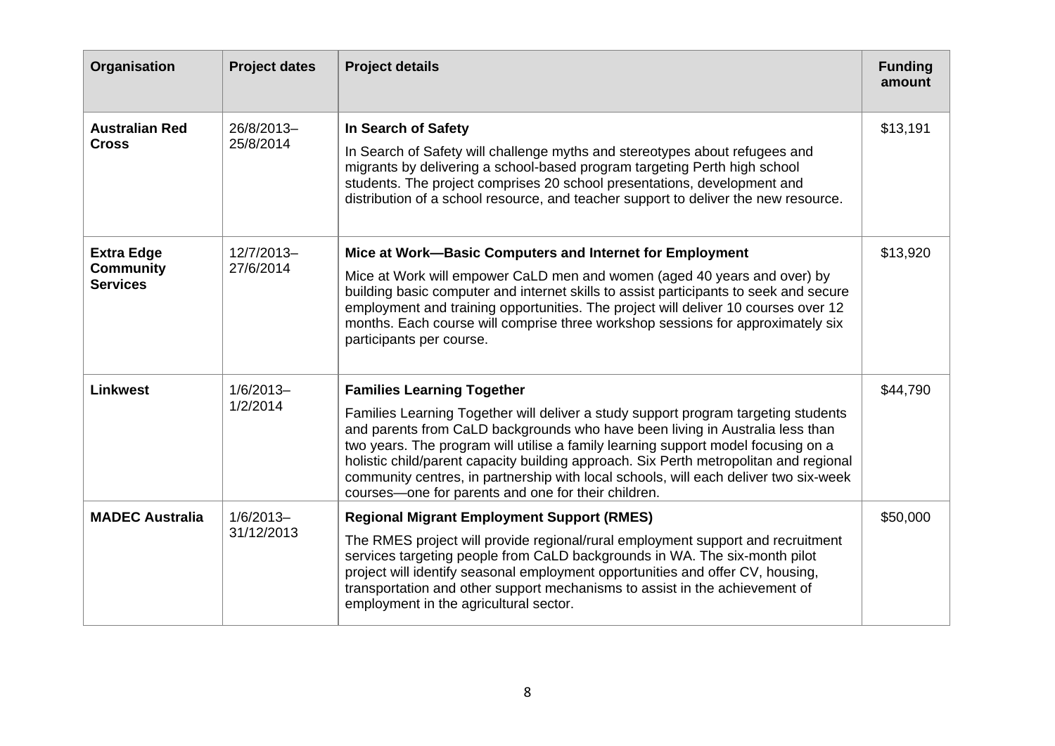| Organisation | Project dates | Project details | Funding amount |
|---|---|---|---|
| **Australian Red Cross** | 26/8/2013–25/8/2014 | **In Search of Safety**<br>In Search of Safety will challenge myths and stereotypes about refugees and migrants by delivering a school-based program targeting Perth high school students. The project comprises 20 school presentations, development and distribution of a school resource, and teacher support to deliver the new resource. | $13,191 |
| **Extra Edge Community Services** | 12/7/2013–27/6/2014 | **Mice at Work—Basic Computers and Internet for Employment**<br>Mice at Work will empower CaLD men and women (aged 40 years and over) by building basic computer and internet skills to assist participants to seek and secure employment and training opportunities. The project will deliver 10 courses over 12 months. Each course will comprise three workshop sessions for approximately six participants per course. | $13,920 |
| **Linkwest** | 1/6/2013–1/2/2014 | **Families Learning Together**<br>Families Learning Together will deliver a study support program targeting students and parents from CaLD backgrounds who have been living in Australia less than two years. The program will utilise a family learning support model focusing on a holistic child/parent capacity building approach. Six Perth metropolitan and regional community centres, in partnership with local schools, will each deliver two six-week courses—one for parents and one for their children. | $44,790 |
| **MADEC Australia** | 1/6/2013–31/12/2013 | **Regional Migrant Employment Support (RMES)**<br>The RMES project will provide regional/rural employment support and recruitment services targeting people from CaLD backgrounds in WA. The six-month pilot project will identify seasonal employment opportunities and offer CV, housing, transportation and other support mechanisms to assist in the achievement of employment in the agricultural sector. | $50,000 |